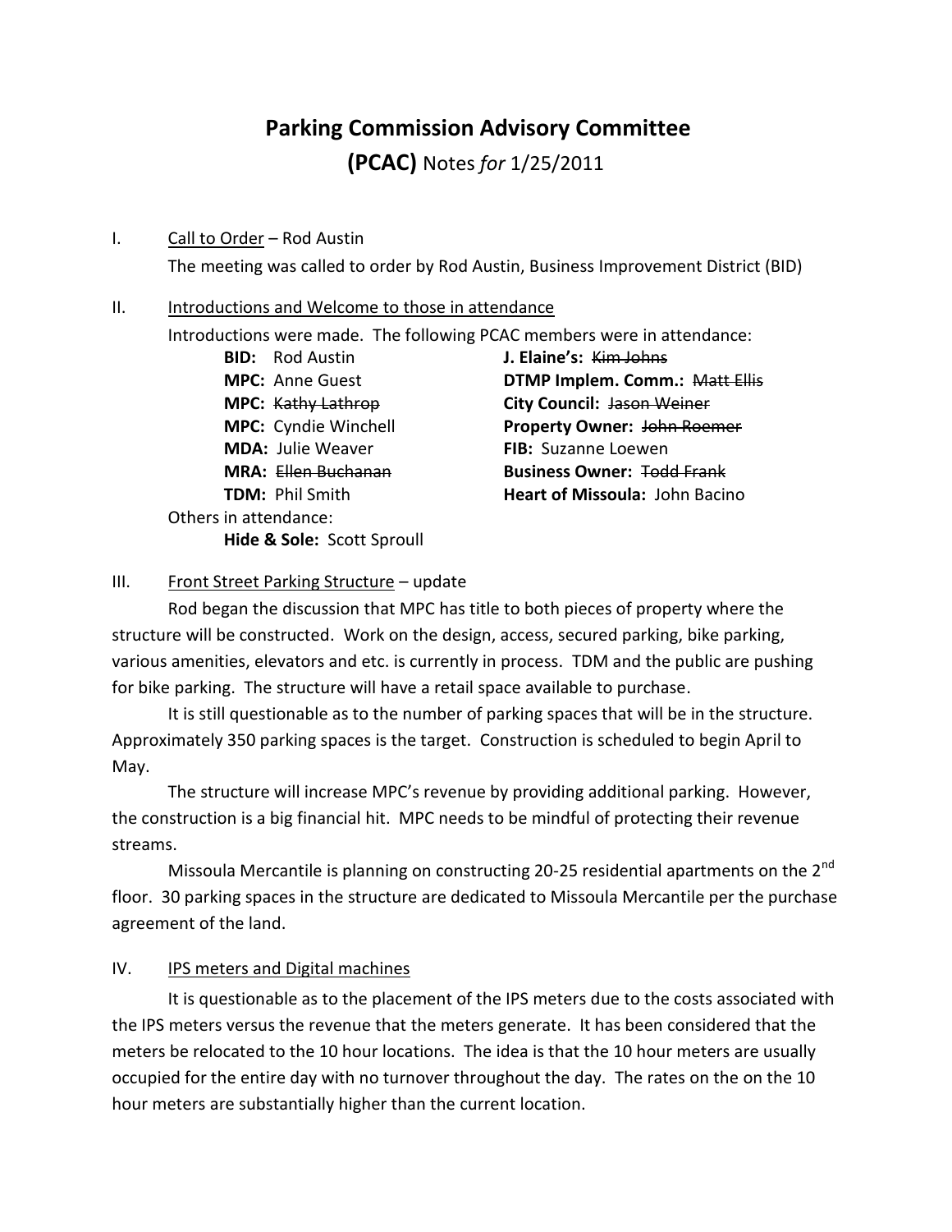// Parking Commission Advisory Committee meeting notes, 1/25/2011 (page 1 of 2)

# Parking Commission Advisory Committee

## (PCAC) Notes *for* 1/25/2011

I. Call to Order – Rod Austin

The meeting was called to order by Rod Austin, Business Improvement District (BID)

II. Introductions and Welcome to those in attendance

Introductions were made. The following PCAC members were in attendance:

| | |
|---|---|
| **BID:** Rod Austin | **J. Elaine's:** ~~Kim Johns~~ |
| **MPC:** Anne Guest | **DTMP Implem. Comm.:** ~~Matt Ellis~~ |
| **MPC:** ~~Kathy Lathrop~~ | **City Council:** ~~Jason Weiner~~ |
| **MPC:** Cyndie Winchell | **Property Owner:** ~~John Roemer~~ |
| **MDA:** Julie Weaver | **FIB:** Suzanne Loewen |
| **MRA:** ~~Ellen Buchanan~~ | **Business Owner:** ~~Todd Frank~~ |
| **TDM:** Phil Smith | **Heart of Missoula:** John Bacino |

Others in attendance:

**Hide & Sole:** Scott Sproull

III. Front Street Parking Structure – update

Rod began the discussion that MPC has title to both pieces of property where the structure will be constructed. Work on the design, access, secured parking, bike parking, various amenities, elevators and etc. is currently in process. TDM and the public are pushing for bike parking. The structure will have a retail space available to purchase.

It is still questionable as to the number of parking spaces that will be in the structure. Approximately 350 parking spaces is the target. Construction is scheduled to begin April to May.

The structure will increase MPC's revenue by providing additional parking. However, the construction is a big financial hit. MPC needs to be mindful of protecting their revenue streams.

Missoula Mercantile is planning on constructing 20-25 residential apartments on the 2nd floor. 30 parking spaces in the structure are dedicated to Missoula Mercantile per the purchase agreement of the land.

IV. IPS meters and Digital machines

It is questionable as to the placement of the IPS meters due to the costs associated with the IPS meters versus the revenue that the meters generate. It has been considered that the meters be relocated to the 10 hour locations. The idea is that the 10 hour meters are usually occupied for the entire day with no turnover throughout the day. The rates on the on the 10 hour meters are substantially higher than the current location.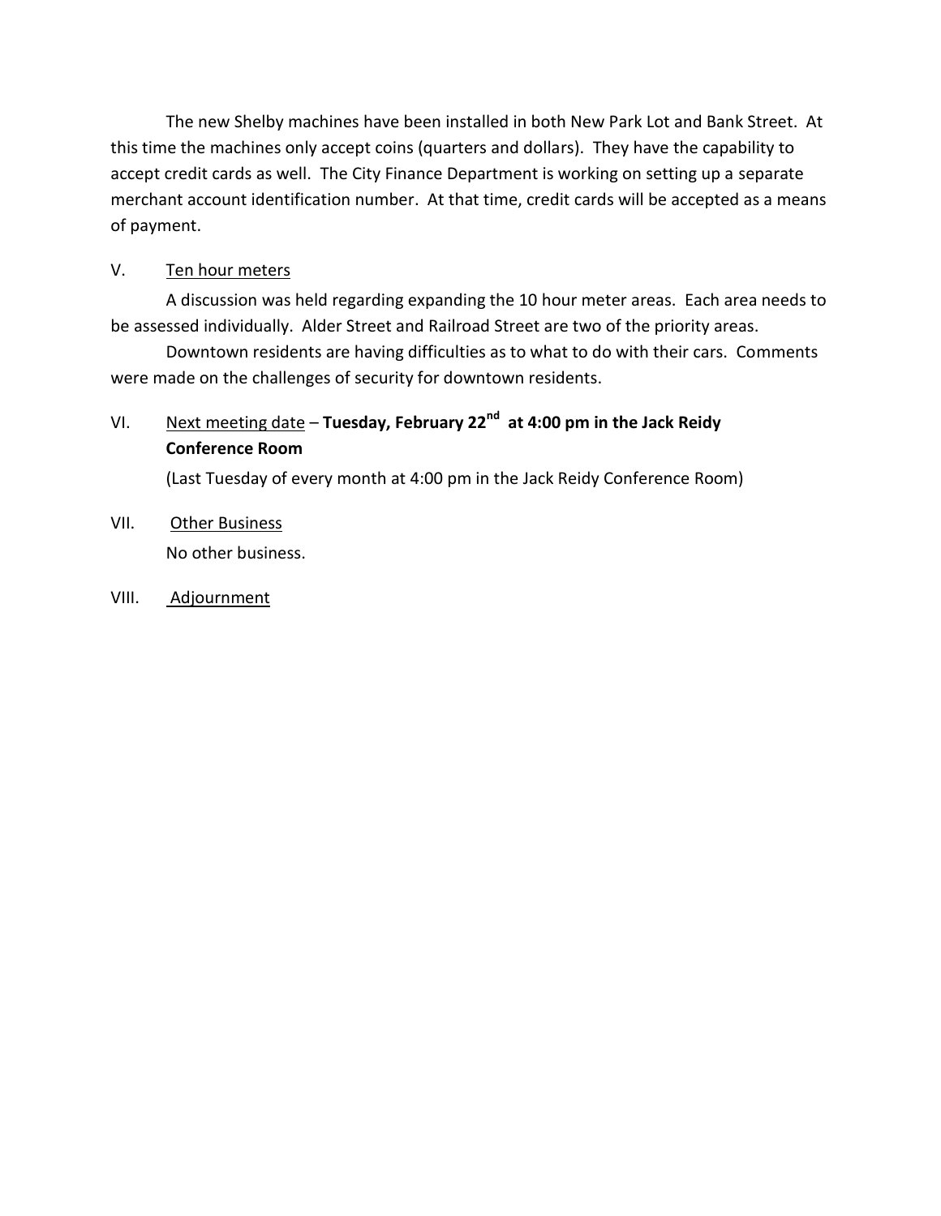The new Shelby machines have been installed in both New Park Lot and Bank Street. At this time the machines only accept coins (quarters and dollars). They have the capability to accept credit cards as well. The City Finance Department is working on setting up a separate merchant account identification number. At that time, credit cards will be accepted as a means of payment.

V. Ten hour meters

A discussion was held regarding expanding the 10 hour meter areas. Each area needs to be assessed individually. Alder Street and Railroad Street are two of the priority areas.

Downtown residents are having difficulties as to what to do with their cars. Comments were made on the challenges of security for downtown residents.

VI. Next meeting date – **Tuesday, February 22nd at 4:00 pm in the Jack Reidy Conference Room**

(Last Tuesday of every month at 4:00 pm in the Jack Reidy Conference Room)

VII. Other Business

No other business.

VIII. Adjournment